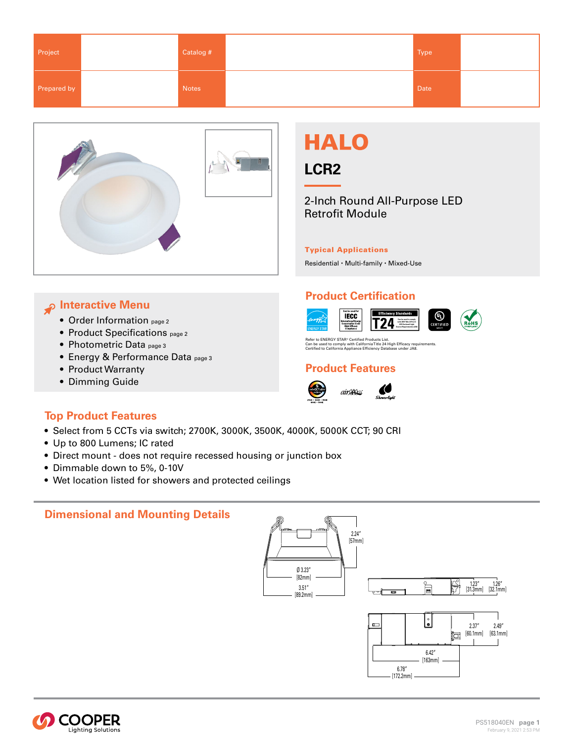| Project | | Catalog # | | Type | |
|---|---|---|---|---|---|
| Prepared by | | Notes | | Date | |

# HALO

## LCR2

2-Inch Round All-Purpose LED Retrofit Module

**Typical Applications**

Residential • Multi-family • Mixed-Use

## Interactive Menu

- Order Information page 2
- Product Specifications page 2
- Photometric Data page 3
- Energy & Performance Data page 3
- Product Warranty
- Dimming Guide

## Product Certification

Refer to ENERGY STAR® Certified Products List.
Can be used to comply with California Title 24 High Efficacy requirements.
Certified to California Appliance Efficiency Database under JA8.

## Product Features

## Top Product Features

- Select from 5 CCTs via switch; 2700K, 3000K, 3500K, 4000K, 5000K CCT; 90 CRI
- Up to 800 Lumens; IC rated
- Direct mount - does not require recessed housing or junction box
- Dimmable down to 5%, 0-10V
- Wet location listed for showers and protected ceilings

## Dimensional and Mounting Details

2.24" [57mm]
Ø 3.23" [82mm]
3.51" [89.2mm]
1.23" [31.3mm]
1.26" [32.1mm]
2.37" [60.1mm]
2.49" [63.1mm]
6.42" [163mm]
6.78" [172.2mm]

COOPER Lighting Solutions

PS518040EN
February 9, 2021 2:53 PM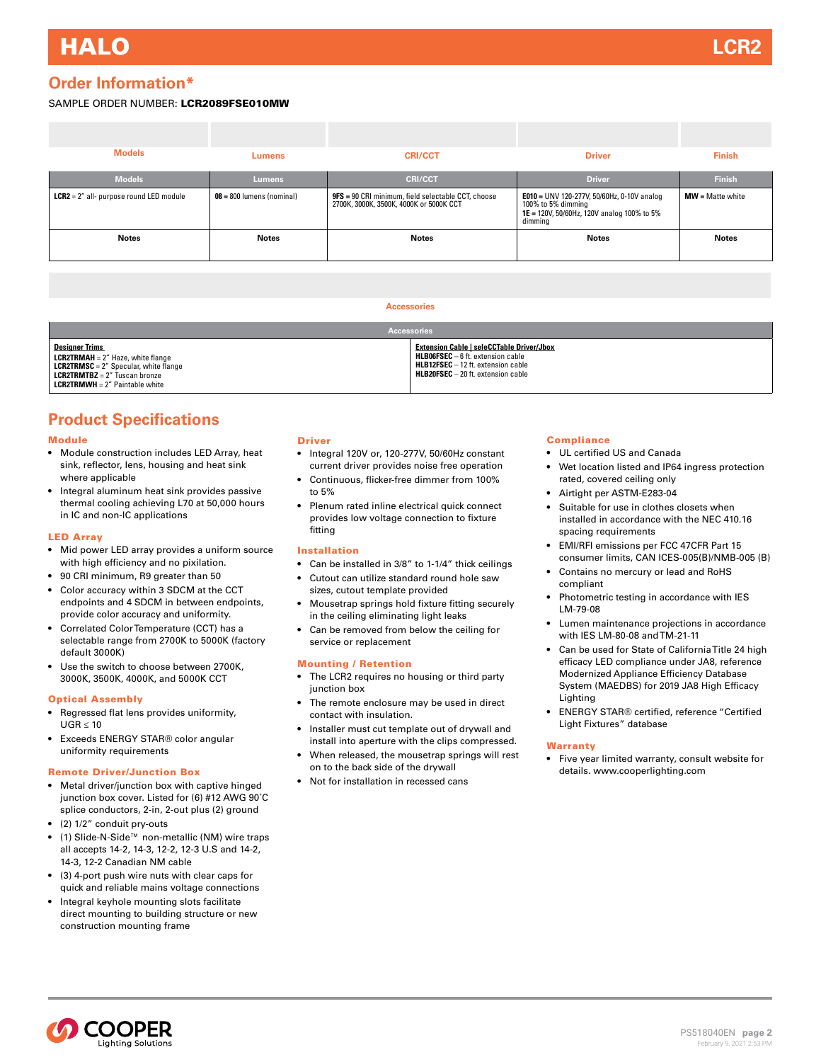## Order Information*

SAMPLE ORDER NUMBER: **LCR2089FSE010MW**

| Models | Lumens | CRI/CCT | Driver | Finish |
|---|---|---|---|---|
| **LCR2** = 2" all- purpose round LED module | **08** = 800 lumens (nominal) | **9FS** = 90 CRI minimum, field selectable CCT, choose 2700K, 3000K, 3500K, 4000K or 5000K CCT | **E010** = UNV 120-277V, 50/60Hz, 0-10V analog 100% to 5% dimming<br>**1E** = 120V, 50/60Hz, 120V analog 100% to 5% dimming | **MW** = Matte white |
| **Notes** | **Notes** | **Notes** | **Notes** | **Notes** |

| Accessories | |
|---|---|
| **Designer Trims**<br>**LCR2TRMAH** = 2" Haze, white flange<br>**LCR2TRMSC** = 2" Specular, white flange<br>**LCR2TRMTBZ** = 2" Tuscan bronze<br>**LCR2TRMWH** = 2" Paintable white | **Extension Cable \| seleCCTable Driver/Jbox**<br>**HLB06FSEC** – 6 ft. extension cable<br>**HLB12FSEC** – 12 ft. extension cable<br>**HLB20FSEC** – 20 ft. extension cable |

## Product Specifications

### Module

- Module construction includes LED Array, heat sink, reflector, lens, housing and heat sink where applicable
- Integral aluminum heat sink provides passive thermal cooling achieving L70 at 50,000 hours in IC and non-IC applications

### LED Array

- Mid power LED array provides a uniform source with high efficiency and no pixilation.
- 90 CRI minimum, R9 greater than 50
- Color accuracy within 3 SDCM at the CCT endpoints and 4 SDCM in between endpoints, provide color accuracy and uniformity.
- Correlated Color Temperature (CCT) has a selectable range from 2700K to 5000K (factory default 3000K)
- Use the switch to choose between 2700K, 3000K, 3500K, 4000K, and 5000K CCT

### Optical Assembly

- Regressed flat lens provides uniformity, UGR ≤ 10
- Exceeds ENERGY STAR® color angular uniformity requirements

### Remote Driver/Junction Box

- Metal driver/junction box with captive hinged junction box cover. Listed for (6) #12 AWG 90˚C splice conductors, 2-in, 2-out plus (2) ground
- (2) 1/2" conduit pry-outs
- (1) Slide-N-Side™ non-metallic (NM) wire traps all accepts 14-2, 14-3, 12-2, 12-3 U.S and 14-2, 14-3, 12-2 Canadian NM cable
- (3) 4-port push wire nuts with clear caps for quick and reliable mains voltage connections
- Integral keyhole mounting slots facilitate direct mounting to building structure or new construction mounting frame

### Driver

- Integral 120V or, 120-277V, 50/60Hz constant current driver provides noise free operation
- Continuous, flicker-free dimmer from 100% to 5%
- Plenum rated inline electrical quick connect provides low voltage connection to fixture fitting

### Installation

- Can be installed in 3/8" to 1-1/4" thick ceilings
- Cutout can utilize standard round hole saw sizes, cutout template provided
- Mousetrap springs hold fixture fitting securely in the ceiling eliminating light leaks
- Can be removed from below the ceiling for service or replacement

### Mounting / Retention

- The LCR2 requires no housing or third party junction box
- The remote enclosure may be used in direct contact with insulation.
- Installer must cut template out of drywall and install into aperture with the clips compressed.
- When released, the mousetrap springs will rest on to the back side of the drywall
- Not for installation in recessed cans

### Compliance

- UL certified US and Canada
- Wet location listed and IP64 ingress protection rated, covered ceiling only
- Airtight per ASTM-E283-04
- Suitable for use in clothes closets when installed in accordance with the NEC 410.16 spacing requirements
- EMI/RFI emissions per FCC 47CFR Part 15 consumer limits, CAN ICES-005(B)/NMB-005 (B)
- Contains no mercury or lead and RoHS compliant
- Photometric testing in accordance with IES LM-79-08
- Lumen maintenance projections in accordance with IES LM-80-08 and TM-21-11
- Can be used for State of California Title 24 high efficacy LED compliance under JA8, reference Modernized Appliance Efficiency Database System (MAEDBS) for 2019 JA8 High Efficacy Lighting
- ENERGY STAR® certified, reference "Certified Light Fixtures" database

### Warranty

- Five year limited warranty, consult website for details. www.cooperlighting.com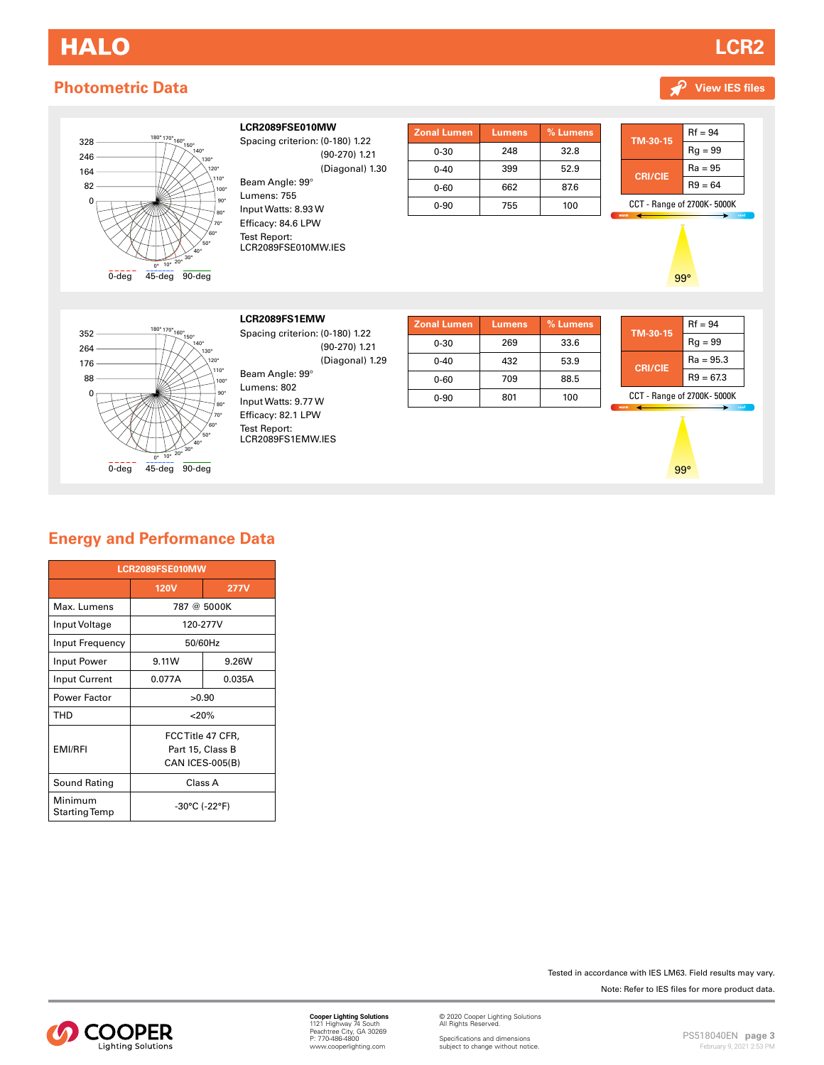## Photometric Data

View IES files

328
246
164
82
0
180° 170° 160° 150° 140° 130° 120° 110° 100° 90° 80° 70° 60° 50° 40° 30° 20° 10° 0°
0-deg 45-deg 90-deg

**LCR2089FSE010MW**

Spacing criterion: (0-180) 1.22
(90-270) 1.21
(Diagonal) 1.30
Beam Angle: 99°
Lumens: 755
Input Watts: 8.93 W
Efficacy: 84.6 LPW
Test Report:
LCR2089FSE010MW.IES

| Zonal Lumen | Lumens | % Lumens |
|---|---|---|
| 0-30 | 248 | 32.8 |
| 0-40 | 399 | 52.9 |
| 0-60 | 662 | 87.6 |
| 0-90 | 755 | 100 |

| | |
|---|---|
| TM-30-15 | Rf = 94 |
| | Rg = 99 |
| CRI/CIE | Ra = 95 |
| | R9 = 64 |

CCT - Range of 2700K- 5000K

warm cool

99°

352
264
176
88
0
180° 170° 160° 150° 140° 130° 120° 110° 100° 90° 80° 70° 60° 50° 40° 30° 20° 10° 0°
0-deg 45-deg 90-deg

**LCR2089FS1EMW**

Spacing criterion: (0-180) 1.22
(90-270) 1.21
(Diagonal) 1.29
Beam Angle: 99°
Lumens: 802
Input Watts: 9.77 W
Efficacy: 82.1 LPW
Test Report:
LCR2089FS1EMW.IES

| Zonal Lumen | Lumens | % Lumens |
|---|---|---|
| 0-30 | 269 | 33.6 |
| 0-40 | 432 | 53.9 |
| 0-60 | 709 | 88.5 |
| 0-90 | 801 | 100 |

| | |
|---|---|
| TM-30-15 | Rf = 94 |
| | Rg = 99 |
| CRI/CIE | Ra = 95.3 |
| | R9 = 67.3 |

CCT - Range of 2700K- 5000K

warm cool

99°

## Energy and Performance Data

| LCR2089FSE010MW | | |
|---|---|---|
| | 120V | 277V |
| Max. Lumens | 787 @ 5000K | |
| Input Voltage | 120-277V | |
| Input Frequency | 50/60Hz | |
| Input Power | 9.11W | 9.26W |
| Input Current | 0.077A | 0.035A |
| Power Factor | >0.90 | |
| THD | <20% | |
| EMI/RFI | FCC Title 47 CFR, Part 15, Class B CAN ICES-005(B) | |
| Sound Rating | Class A | |
| Minimum Starting Temp | -30°C (-22°F) | |

Tested in accordance with IES LM63. Field results may vary.

Note: Refer to IES files for more product data.

**Cooper Lighting Solutions**
1121 Highway 74 South
Peachtree City, GA 30269
P: 770-486-4800
www.cooperlighting.com

© 2020 Cooper Lighting Solutions
All Rights Reserved.

Specifications and dimensions subject to change without notice.

PS518040EN
February 9, 2021 2:53 PM